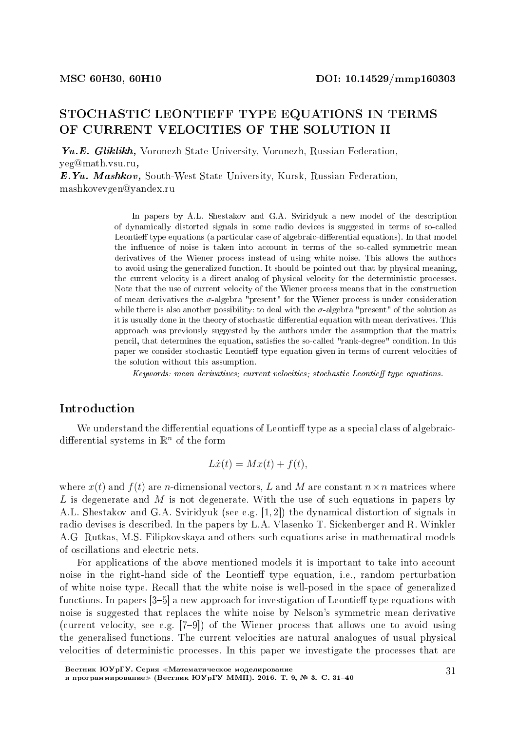MSC 60H30, 60H10 DOI: 10.14529/mmp160303

# STOCHASTIC LEONTIEFF TYPE EQUATIONS IN TERMS OF CURRENT VELOCITIES OF THE SOLUTION II

***Yu.E. Gliklikh***, Voronezh State University, Voronezh, Russian Federation, yeg@math.vsu.ru,
***E.Yu. Mashkov***, South-West State University, Kursk, Russian Federation, mashkovevgen@yandex.ru

In papers by A.L. Shestakov and G.A. Sviridyuk a new model of the description of dynamically distorted signals in some radio devices is suggested in terms of so-called Leontieff type equations (a particular case of algebraic-differential equations). In that model the influence of noise is taken into account in terms of the so-called symmetric mean derivatives of the Wiener process instead of using white noise. This allows the authors to avoid using the generalized function. It should be pointed out that by physical meaning, the current velocity is a direct analog of physical velocity for the deterministic processes. Note that the use of current velocity of the Wiener process means that in the construction of mean derivatives the $\sigma$-algebra "present" for the Wiener process is under consideration while there is also another possibility: to deal with the $\sigma$-algebra "present" of the solution as it is usually done in the theory of stochastic differential equation with mean derivatives. This approach was previously suggested by the authors under the assumption that the matrix pencil, that determines the equation, satisfies the so-called "rank-degree" condition. In this paper we consider stochastic Leontieff type equation given in terms of current velocities of the solution without this assumption.

*Keywords: mean derivatives; current velocities; stochastic Leontieff type equations.*

## Introduction

We understand the differential equations of Leontieff type as a special class of algebraic-differential systems in $\mathbb{R}^n$ of the form

$$L\dot{x}(t) = Mx(t) + f(t),$$

where $x(t)$ and $f(t)$ are $n$-dimensional vectors, $L$ and $M$ are constant $n \times n$ matrices where $L$ is degenerate and $M$ is not degenerate. With the use of such equations in papers by A.L. Shestakov and G.A. Sviridyuk (see e.g. [1, 2]) the dynamical distortion of signals in radio devises is described. In the papers by L.A. Vlasenko T. Sickenberger and R. Winkler A.G Rutkas, M.S. Filipkovskaya and others such equations arise in mathematical models of oscillations and electric nets.

For applications of the above mentioned models it is important to take into account noise in the right-hand side of the Leontieff type equation, i.e., random perturbation of white noise type. Recall that the white noise is well-posed in the space of generalized functions. In papers [3–5] a new approach for investigation of Leontieff type equations with noise is suggested that replaces the white noise by Nelson's symmetric mean derivative (current velocity, see e.g. [7–9]) of the Wiener process that allows one to avoid using the generalised functions. The current velocities are natural analogues of usual physical velocities of deterministic processes. In this paper we investigate the processes that are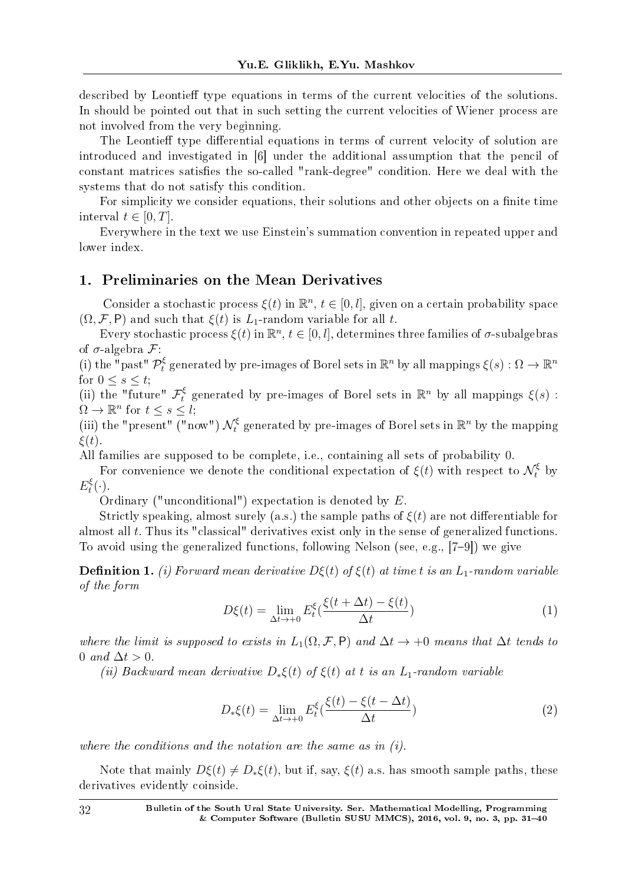described by Leontieff type equations in terms of the current velocities of the solutions. In should be pointed out that in such setting the current velocities of Wiener process are not involved from the very beginning.

The Leontieff type differential equations in terms of current velocity of solution are introduced and investigated in [6] under the additional assumption that the pencil of constant matrices satisfies the so-called "rank-degree" condition. Here we deal with the systems that do not satisfy this condition.

For simplicity we consider equations, their solutions and other objects on a finite time interval $t \in [0, T]$.

Everywhere in the text we use Einstein's summation convention in repeated upper and lower index.

## 1. Preliminaries on the Mean Derivatives

Consider a stochastic process $\xi(t)$ in $\mathbb{R}^n$, $t \in [0, l]$, given on a certain probability space $(\Omega, \mathcal{F}, \mathsf{P})$ and such that $\xi(t)$ is $L_1$-random variable for all $t$.

Every stochastic process $\xi(t)$ in $\mathbb{R}^n$, $t \in [0, l]$, determines three families of $\sigma$-subalgebras of $\sigma$-algebra $\mathcal{F}$:

(i) the "past" $\mathcal{P}_t^\xi$ generated by pre-images of Borel sets in $\mathbb{R}^n$ by all mappings $\xi(s) : \Omega \to \mathbb{R}^n$ for $0 \leq s \leq t$;

(ii) the "future" $\mathcal{F}_t^\xi$ generated by pre-images of Borel sets in $\mathbb{R}^n$ by all mappings $\xi(s) : \Omega \to \mathbb{R}^n$ for $t \leq s \leq l$;

(iii) the "present" ("now") $\mathcal{N}_t^\xi$ generated by pre-images of Borel sets in $\mathbb{R}^n$ by the mapping $\xi(t)$.

All families are supposed to be complete, i.e., containing all sets of probability 0.

For convenience we denote the conditional expectation of $\xi(t)$ with respect to $\mathcal{N}_t^\xi$ by $E_t^\xi(\cdot)$.

Ordinary ("unconditional") expectation is denoted by $E$.

Strictly speaking, almost surely (a.s.) the sample paths of $\xi(t)$ are not differentiable for almost all $t$. Thus its "classical" derivatives exist only in the sense of generalized functions. To avoid using the generalized functions, following Nelson (see, e.g., [7–9]) we give

**Definition 1.** *(i) Forward mean derivative $D\xi(t)$ of $\xi(t)$ at time $t$ is an $L_1$-random variable of the form*

$$D\xi(t) = \lim_{\Delta t \to +0} E_t^\xi\left(\frac{\xi(t + \Delta t) - \xi(t)}{\Delta t}\right) \tag{1}$$

*where the limit is supposed to exists in $L_1(\Omega, \mathcal{F}, \mathsf{P})$ and $\Delta t \to +0$ means that $\Delta t$ tends to 0 and $\Delta t > 0$.*

*(ii) Backward mean derivative $D_*\xi(t)$ of $\xi(t)$ at $t$ is an $L_1$-random variable*

$$D_*\xi(t) = \lim_{\Delta t \to +0} E_t^\xi\left(\frac{\xi(t) - \xi(t - \Delta t)}{\Delta t}\right) \tag{2}$$

*where the conditions and the notation are the same as in (i).*

Note that mainly $D\xi(t) \neq D_*\xi(t)$, but if, say, $\xi(t)$ a.s. has smooth sample paths, these derivatives evidently coinside.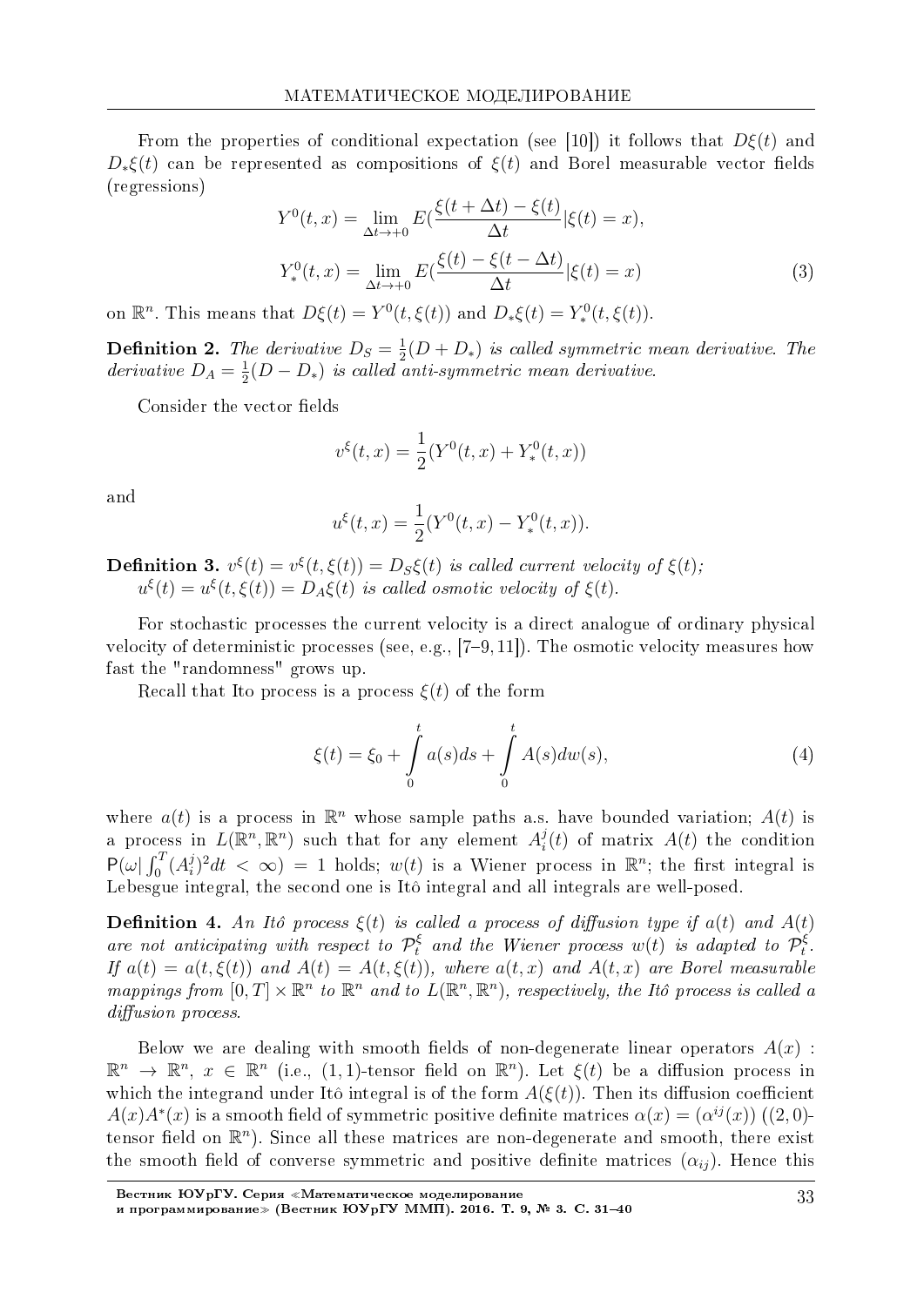From the properties of conditional expectation (see [10]) it follows that $D\xi(t)$ and $D_*\xi(t)$ can be represented as compositions of $\xi(t)$ and Borel measurable vector fields (regressions)

$$
\begin{aligned}
Y^0(t,x) &= \lim_{\Delta t \to +0} E\left(\frac{\xi(t+\Delta t)-\xi(t)}{\Delta t}|\xi(t)=x\right),\\
Y^0_*(t,x) &= \lim_{\Delta t \to +0} E\left(\frac{\xi(t)-\xi(t-\Delta t)}{\Delta t}|\xi(t)=x\right)
\end{aligned}
\tag{3}
$$

on $\mathbb{R}^n$. This means that $D\xi(t) = Y^0(t,\xi(t))$ and $D_*\xi(t) = Y^0_*(t,\xi(t))$.

**Definition 2.** *The derivative $D_S = \frac{1}{2}(D + D_*)$ is called symmetric mean derivative. The derivative $D_A = \frac{1}{2}(D - D_*)$ is called anti-symmetric mean derivative.*

Consider the vector fields

$$
v^\xi(t,x) = \frac{1}{2}(Y^0(t,x) + Y^0_*(t,x))
$$

and

$$
u^\xi(t,x) = \frac{1}{2}(Y^0(t,x) - Y^0_*(t,x)).
$$

**Definition 3.** *$v^\xi(t) = v^\xi(t,\xi(t)) = D_S\xi(t)$ is called current velocity of $\xi(t)$;*
*$u^\xi(t) = u^\xi(t,\xi(t)) = D_A\xi(t)$ is called osmotic velocity of $\xi(t)$.*

For stochastic processes the current velocity is a direct analogue of ordinary physical velocity of deterministic processes (see, e.g., [7–9, 11]). The osmotic velocity measures how fast the "randomness" grows up.

Recall that Ito process is a process $\xi(t)$ of the form

$$
\xi(t) = \xi_0 + \int_0^t a(s)ds + \int_0^t A(s)dw(s),
\tag{4}
$$

where $a(t)$ is a process in $\mathbb{R}^n$ whose sample paths a.s. have bounded variation; $A(t)$ is a process in $L(\mathbb{R}^n, \mathbb{R}^n)$ such that for any element $A^j_i(t)$ of matrix $A(t)$ the condition $\mathsf{P}(\omega | \int_0^T (A^j_i)^2 dt < \infty) = 1$ holds; $w(t)$ is a Wiener process in $\mathbb{R}^n$; the first integral is Lebesgue integral, the second one is Itô integral and all integrals are well-posed.

**Definition 4.** *An Itô process $\xi(t)$ is called a process of diffusion type if $a(t)$ and $A(t)$ are not anticipating with respect to $\mathcal{P}^\xi_t$ and the Wiener process $w(t)$ is adapted to $\mathcal{P}^\xi_t$. If $a(t) = a(t,\xi(t))$ and $A(t) = A(t,\xi(t))$, where $a(t,x)$ and $A(t,x)$ are Borel measurable mappings from $[0,T]\times\mathbb{R}^n$ to $\mathbb{R}^n$ and to $L(\mathbb{R}^n,\mathbb{R}^n)$, respectively, the Itô process is called a diffusion process.*

Below we are dealing with smooth fields of non-degenerate linear operators $A(x) : \mathbb{R}^n \to \mathbb{R}^n$, $x \in \mathbb{R}^n$ (i.e., $(1,1)$-tensor field on $\mathbb{R}^n$). Let $\xi(t)$ be a diffusion process in which the integrand under Itô integral is of the form $A(\xi(t))$. Then its diffusion coefficient $A(x)A^*(x)$ is a smooth field of symmetric positive definite matrices $\alpha(x) = (\alpha^{ij}(x))$ ($(2,0)$-tensor field on $\mathbb{R}^n$). Since all these matrices are non-degenerate and smooth, there exist the smooth field of converse symmetric and positive definite matrices $(\alpha_{ij})$. Hence this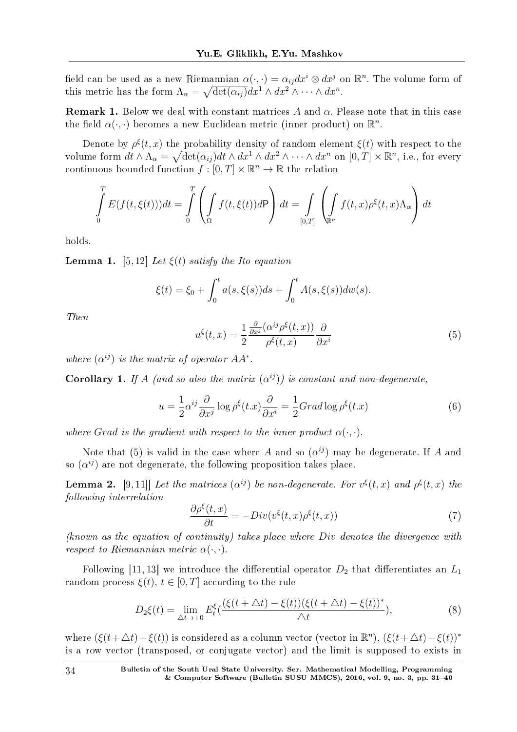field can be used as a new Riemannian $\alpha(\cdot,\cdot) = \alpha_{ij}dx^i \otimes dx^j$ on $\mathbb{R}^n$. The volume form of this metric has the form $\Lambda_\alpha = \sqrt{\det(\alpha_{ij})}dx^1 \wedge dx^2 \wedge \cdots \wedge dx^n$.

**Remark 1.** Below we deal with constant matrices $A$ and $\alpha$. Please note that in this case the field $\alpha(\cdot,\cdot)$ becomes a new Euclidean metric (inner product) on $\mathbb{R}^n$.

Denote by $\rho^\xi(t,x)$ the probability density of random element $\xi(t)$ with respect to the volume form $dt \wedge \Lambda_\alpha = \sqrt{\det(\alpha_{ij})}dt \wedge dx^1 \wedge dx^2 \wedge \cdots \wedge dx^n$ on $[0,T] \times \mathbb{R}^n$, i.e., for every continuous bounded function $f : [0,T] \times \mathbb{R}^n \to \mathbb{R}$ the relation

$$\int_0^T E(f(t,\xi(t)))dt = \int_0^T \left( \int_\Omega f(t,\xi(t))d\mathsf{P} \right) dt = \int_{[0,T]} \left( \int_{\mathbb{R}^n} f(t,x)\rho^\xi(t,x)\Lambda_\alpha \right) dt$$

holds.

**Lemma 1.** [5, 12] *Let $\xi(t)$ satisfy the Ito equation*

$$\xi(t) = \xi_0 + \int_0^t a(s,\xi(s))ds + \int_0^t A(s,\xi(s))dw(s).$$

*Then*

$$u^\xi(t,x) = \frac{1}{2}\frac{\frac{\partial}{\partial x^j}(\alpha^{ij}\rho^\xi(t,x))}{\rho^\xi(t,x)}\frac{\partial}{\partial x^i} \tag{5}$$

*where $(\alpha^{ij})$ is the matrix of operator $AA^*$.*

**Corollary 1.** *If $A$ (and so also the matrix $(\alpha^{ij})$) is constant and non-degenerate,*

$$u = \frac{1}{2}\alpha^{ij}\frac{\partial}{\partial x^j}\log\rho^\xi(t.x)\frac{\partial}{\partial x^i} = \frac{1}{2}Grad\log\rho^\xi(t.x) \tag{6}$$

*where Grad is the gradient with respect to the inner product $\alpha(\cdot,\cdot)$.*

Note that (5) is valid in the case where $A$ and so $(\alpha^{ij})$ may be degenerate. If $A$ and so $(\alpha^{ij})$ are not degenerate, the following proposition takes place.

**Lemma 2.** [9, 11]] *Let the matrices $(\alpha^{ij})$ be non-degenerate. For $v^\xi(t,x)$ and $\rho^\xi(t,x)$ the following interrelation*

$$\frac{\partial\rho^\xi(t,x)}{\partial t} = -Div(v^\xi(t,x)\rho^\xi(t,x)) \tag{7}$$

*(known as the equation of continuity) takes place where Div denotes the divergence with respect to Riemannian metric $\alpha(\cdot,\cdot)$.*

Following [11, 13] we introduce the differential operator $D_2$ that differentiates an $L_1$ random process $\xi(t)$, $t \in [0,T]$ according to the rule

$$D_2\xi(t) = \lim_{\triangle t \to +0} E_t^\xi\left(\frac{(\xi(t+\triangle t) - \xi(t))(\xi(t+\triangle t) - \xi(t))^*}{\triangle t}\right), \tag{8}$$

where $(\xi(t+\triangle t) - \xi(t))$ is considered as a column vector (vector in $\mathbb{R}^n$), $(\xi(t+\triangle t) - \xi(t))^*$ is a row vector (transposed, or conjugate vector) and the limit is supposed to exists in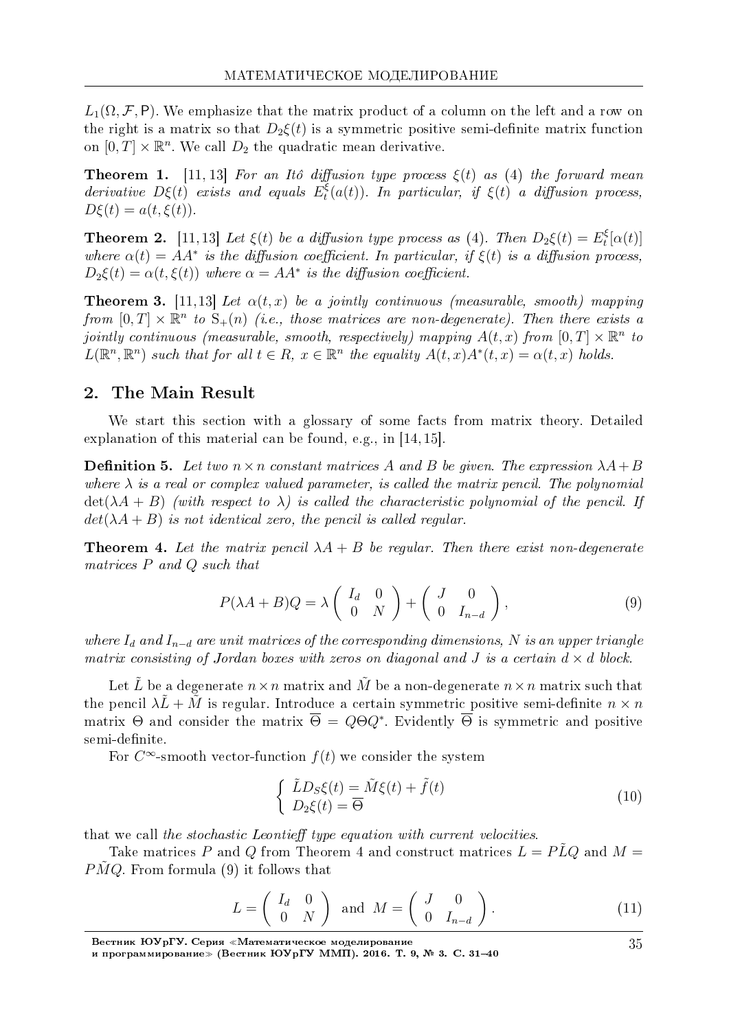$L_1(\Omega, \mathcal{F}, \mathsf{P})$. We emphasize that the matrix product of a column on the left and a row on the right is a matrix so that $D_2\xi(t)$ is a symmetric positive semi-definite matrix function on $[0,T]\times\mathbb{R}^n$. We call $D_2$ the quadratic mean derivative.

**Theorem 1.** [11, 13] *For an Itô diffusion type process $\xi(t)$ as (4) the forward mean derivative $D\xi(t)$ exists and equals $E_t^{\xi}(a(t))$. In particular, if $\xi(t)$ a diffusion process, $D\xi(t) = a(t, \xi(t))$.*

**Theorem 2.** [11,13] *Let $\xi(t)$ be a diffusion type process as (4). Then $D_2\xi(t) = E_t^{\xi}[\alpha(t)]$ where $\alpha(t) = AA^*$ is the diffusion coefficient. In particular, if $\xi(t)$ is a diffusion process, $D_2\xi(t) = \alpha(t, \xi(t))$ where $\alpha = AA^*$ is the diffusion coefficient.*

**Theorem 3.** [11,13] *Let $\alpha(t,x)$ be a jointly continuous (measurable, smooth) mapping from $[0,T]\times\mathbb{R}^n$ to $\mathrm{S}_+(n)$ (i.e., those matrices are non-degenerate). Then there exists a jointly continuous (measurable, smooth, respectively) mapping $A(t,x)$ from $[0,T]\times\mathbb{R}^n$ to $L(\mathbb{R}^n,\mathbb{R}^n)$ such that for all $t\in R$, $x\in\mathbb{R}^n$ the equality $A(t,x)A^*(t,x) = \alpha(t,x)$ holds.*

## 2. The Main Result

We start this section with a glossary of some facts from matrix theory. Detailed explanation of this material can be found, e.g., in [14, 15].

**Definition 5.** *Let two $n\times n$ constant matrices $A$ and $B$ be given. The expression $\lambda A + B$ where $\lambda$ is a real or complex valued parameter, is called the matrix pencil. The polynomial $\det(\lambda A + B)$ (with respect to $\lambda$) is called the characteristic polynomial of the pencil. If $det(\lambda A + B)$ is not identical zero, the pencil is called regular.*

**Theorem 4.** *Let the matrix pencil $\lambda A + B$ be regular. Then there exist non-degenerate matrices $P$ and $Q$ such that*

$$P(\lambda A + B)Q = \lambda \begin{pmatrix} I_d & 0 \\ 0 & N \end{pmatrix} + \begin{pmatrix} J & 0 \\ 0 & I_{n-d} \end{pmatrix}, \tag{9}$$

*where $I_d$ and $I_{n-d}$ are unit matrices of the corresponding dimensions, $N$ is an upper triangle matrix consisting of Jordan boxes with zeros on diagonal and $J$ is a certain $d\times d$ block.*

Let $\tilde{L}$ be a degenerate $n\times n$ matrix and $\tilde{M}$ be a non-degenerate $n\times n$ matrix such that the pencil $\lambda\tilde{L} + \tilde{M}$ is regular. Introduce a certain symmetric positive semi-definite $n\times n$ matrix $\Theta$ and consider the matrix $\overline{\Theta} = Q\Theta Q^*$. Evidently $\overline{\Theta}$ is symmetric and positive semi-definite.

For $C^\infty$-smooth vector-function $f(t)$ we consider the system

$$\begin{cases} \tilde{L}D_S\xi(t) = \tilde{M}\xi(t) + \tilde{f}(t) \\ D_2\xi(t) = \overline{\Theta} \end{cases} \tag{10}$$

that we call *the stochastic Leontieff type equation with current velocities.*

Take matrices $P$ and $Q$ from Theorem 4 and construct matrices $L = P\tilde{L}Q$ and $M = P\tilde{M}Q$. From formula (9) it follows that

$$L = \begin{pmatrix} I_d & 0 \\ 0 & N \end{pmatrix} \text{ and } M = \begin{pmatrix} J & 0 \\ 0 & I_{n-d} \end{pmatrix}. \tag{11}$$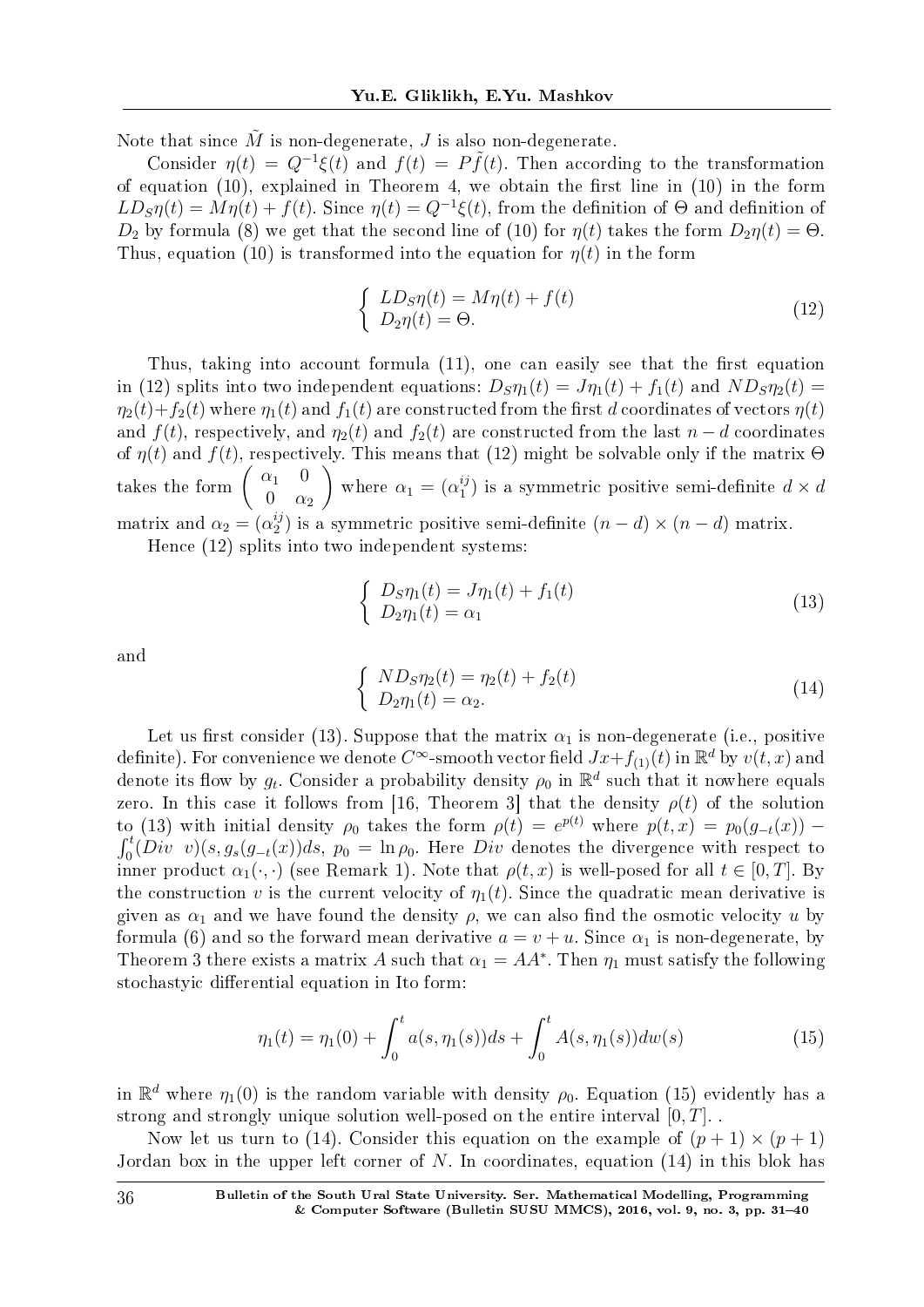Note that since $\tilde{M}$ is non-degenerate, $J$ is also non-degenerate.

Consider $\eta(t) = Q^{-1}\xi(t)$ and $f(t) = P\tilde{f}(t)$. Then according to the transformation of equation (10), explained in Theorem 4, we obtain the first line in (10) in the form $LD_S\eta(t) = M\eta(t) + f(t)$. Since $\eta(t) = Q^{-1}\xi(t)$, from the definition of $\Theta$ and definition of $D_2$ by formula (8) we get that the second line of (10) for $\eta(t)$ takes the form $D_2\eta(t) = \Theta$. Thus, equation (10) is transformed into the equation for $\eta(t)$ in the form

$$\begin{cases} LD_S\eta(t) = M\eta(t) + f(t) \\ D_2\eta(t) = \Theta. \end{cases} \tag{12}$$

Thus, taking into account formula (11), one can easily see that the first equation in (12) splits into two independent equations: $D_S\eta_1(t) = J\eta_1(t) + f_1(t)$ and $ND_S\eta_2(t) = \eta_2(t)+f_2(t)$ where $\eta_1(t)$ and $f_1(t)$ are constructed from the first $d$ coordinates of vectors $\eta(t)$ and $f(t)$, respectively, and $\eta_2(t)$ and $f_2(t)$ are constructed from the last $n-d$ coordinates of $\eta(t)$ and $f(t)$, respectively. This means that (12) might be solvable only if the matrix $\Theta$ takes the form $\begin{pmatrix} \alpha_1 & 0 \\ 0 & \alpha_2 \end{pmatrix}$ where $\alpha_1 = (\alpha_1^{ij})$ is a symmetric positive semi-definite $d \times d$ matrix and $\alpha_2 = (\alpha_2^{ij})$ is a symmetric positive semi-definite $(n-d) \times (n-d)$ matrix.

Hence (12) splits into two independent systems:

$$\begin{cases} D_S\eta_1(t) = J\eta_1(t) + f_1(t) \\ D_2\eta_1(t) = \alpha_1 \end{cases} \tag{13}$$

and

$$\begin{cases} ND_S\eta_2(t) = \eta_2(t) + f_2(t) \\ D_2\eta_1(t) = \alpha_2. \end{cases} \tag{14}$$

Let us first consider (13). Suppose that the matrix $\alpha_1$ is non-degenerate (i.e., positive definite). For convenience we denote $C^\infty$-smooth vector field $Jx+f_{(1)}(t)$ in $\mathbb{R}^d$ by $v(t,x)$ and denote its flow by $g_t$. Consider a probability density $\rho_0$ in $\mathbb{R}^d$ such that it nowhere equals zero. In this case it follows from [16, Theorem 3] that the density $\rho(t)$ of the solution to (13) with initial density $\rho_0$ takes the form $\rho(t) = e^{p(t)}$ where $p(t,x) = p_0(g_{-t}(x)) - \int_0^t (Div\ \ v)(s, g_s(g_{-t}(x))ds$, $p_0 = \ln \rho_0$. Here $Div$ denotes the divergence with respect to inner product $\alpha_1(\cdot,\cdot)$ (see Remark 1). Note that $\rho(t,x)$ is well-posed for all $t \in [0,T]$. By the construction $v$ is the current velocity of $\eta_1(t)$. Since the quadratic mean derivative is given as $\alpha_1$ and we have found the density $\rho$, we can also find the osmotic velocity $u$ by formula (6) and so the forward mean derivative $a = v + u$. Since $\alpha_1$ is non-degenerate, by Theorem 3 there exists a matrix $A$ such that $\alpha_1 = AA^*$. Then $\eta_1$ must satisfy the following stochastyic differential equation in Ito form:

$$\eta_1(t) = \eta_1(0) + \int_0^t a(s,\eta_1(s))ds + \int_0^t A(s,\eta_1(s))dw(s) \tag{15}$$

in $\mathbb{R}^d$ where $\eta_1(0)$ is the random variable with density $\rho_0$. Equation (15) evidently has a strong and strongly unique solution well-posed on the entire interval $[0,T]$. .

Now let us turn to (14). Consider this equation on the example of $(p+1) \times (p+1)$ Jordan box in the upper left corner of $N$. In coordinates, equation (14) in this blok has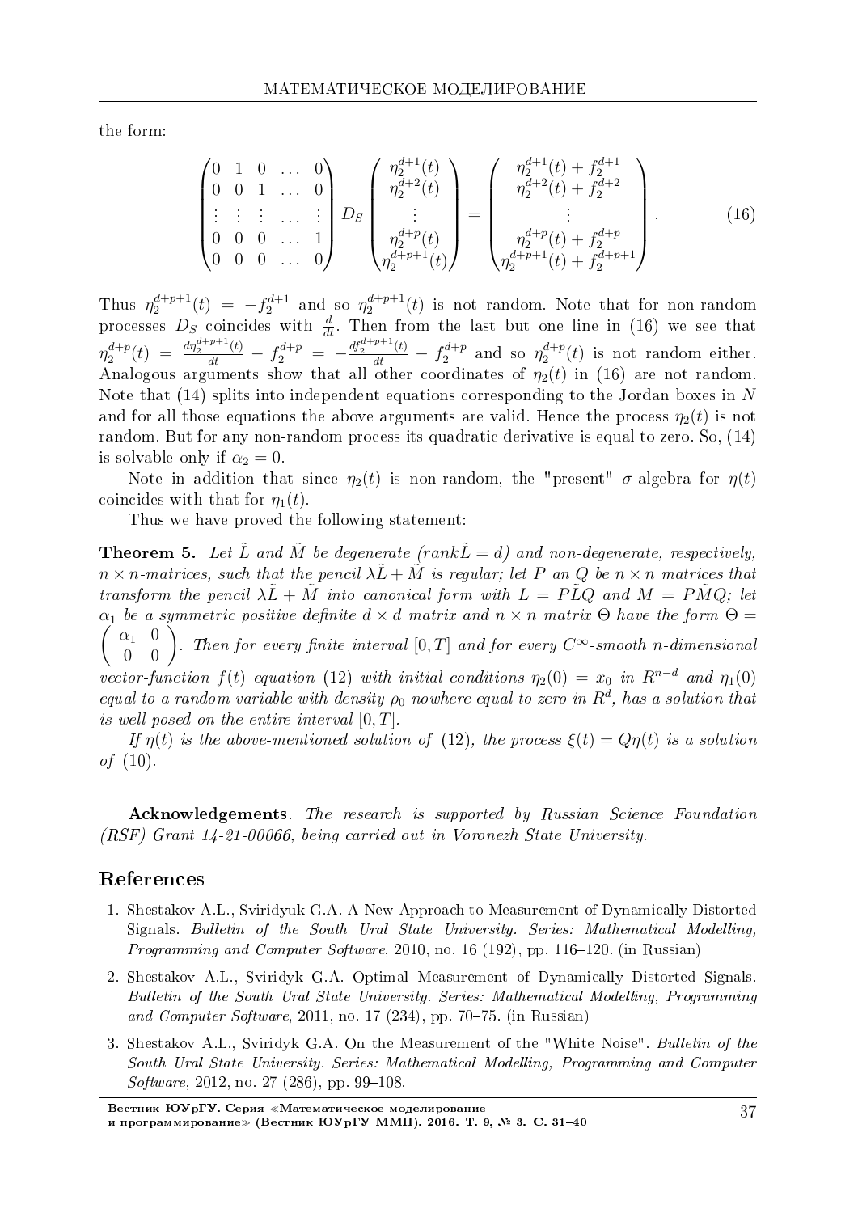the form:

$$
\begin{pmatrix} 0 & 1 & 0 & \dots & 0 \\ 0 & 0 & 1 & \dots & 0 \\ \vdots & \vdots & \vdots & \dots & \vdots \\ 0 & 0 & 0 & \dots & 1 \\ 0 & 0 & 0 & \dots & 0 \end{pmatrix} D_S \begin{pmatrix} \eta_2^{d+1}(t) \\ \eta_2^{d+2}(t) \\ \vdots \\ \eta_2^{d+p}(t) \\ \eta_2^{d+p+1}(t) \end{pmatrix} = \begin{pmatrix} \eta_2^{d+1}(t) + f_2^{d+1} \\ \eta_2^{d+2}(t) + f_2^{d+2} \\ \vdots \\ \eta_2^{d+p}(t) + f_2^{d+p} \\ \eta_2^{d+p+1}(t) + f_2^{d+p+1} \end{pmatrix}. \tag{16}
$$

Thus $\eta_2^{d+p+1}(t) = -f_2^{d+1}$ and so $\eta_2^{d+p+1}(t)$ is not random. Note that for non-random processes $D_S$ coincides with $\frac{d}{dt}$. Then from the last but one line in (16) we see that $\eta_2^{d+p}(t) = \frac{d\eta_2^{d+p+1}(t)}{dt} - f_2^{d+p} = -\frac{df_2^{d+p+1}(t)}{dt} - f_2^{d+p}$ and so $\eta_2^{d+p}(t)$ is not random either. Analogous arguments show that all other coordinates of $\eta_2(t)$ in (16) are not random. Note that (14) splits into independent equations corresponding to the Jordan boxes in $N$ and for all those equations the above arguments are valid. Hence the process $\eta_2(t)$ is not random. But for any non-random process its quadratic derivative is equal to zero. So, (14) is solvable only if $\alpha_2 = 0$.

Note in addition that since $\eta_2(t)$ is non-random, the "present" $\sigma$-algebra for $\eta(t)$ coincides with that for $\eta_1(t)$.

Thus we have proved the following statement:

**Theorem 5.** *Let $\tilde{L}$ and $\tilde{M}$ be degenerate ($\mathrm{rank}\tilde{L} = d$) and non-degenerate, respectively, $n \times n$-matrices, such that the pencil $\lambda\tilde{L} + \tilde{M}$ is regular; let $P$ an $Q$ be $n \times n$ matrices that transform the pencil $\lambda\tilde{L} + \tilde{M}$ into canonical form with $L = P\tilde{L}Q$ and $M = P\tilde{M}Q$; let $\alpha_1$ be a symmetric positive definite $d \times d$ matrix and $n \times n$ matrix $\Theta$ have the form $\Theta = \begin{pmatrix} \alpha_1 & 0 \\ 0 & 0 \end{pmatrix}$. Then for every finite interval $[0,T]$ and for every $C^\infty$-smooth $n$-dimensional vector-function $f(t)$ equation (12) with initial conditions $\eta_2(0) = x_0$ in $R^{n-d}$ and $\eta_1(0)$ equal to a random variable with density $\rho_0$ nowhere equal to zero in $R^d$, has a solution that is well-posed on the entire interval $[0,T]$.*

*If $\eta(t)$ is the above-mentioned solution of (12), the process $\xi(t) = Q\eta(t)$ is a solution of (10).*

**Acknowledgements**. *The research is supported by Russian Science Foundation (RSF) Grant 14-21-00066, being carried out in Voronezh State University.*

## References

1. Shestakov A.L., Sviridyuk G.A. A New Approach to Measurement of Dynamically Distorted Signals. *Bulletin of the South Ural State University. Series: Mathematical Modelling, Programming and Computer Software*, 2010, no. 16 (192), pp. 116–120. (in Russian)

2. Shestakov A.L., Sviridyk G.A. Optimal Measurement of Dynamically Distorted Signals. *Bulletin of the South Ural State University. Series: Mathematical Modelling, Programming and Computer Software*, 2011, no. 17 (234), pp. 70–75. (in Russian)

3. Shestakov A.L., Sviridyk G.A. On the Measurement of the "White Noise". *Bulletin of the South Ural State University. Series: Mathematical Modelling, Programming and Computer Software*, 2012, no. 27 (286), pp. 99–108.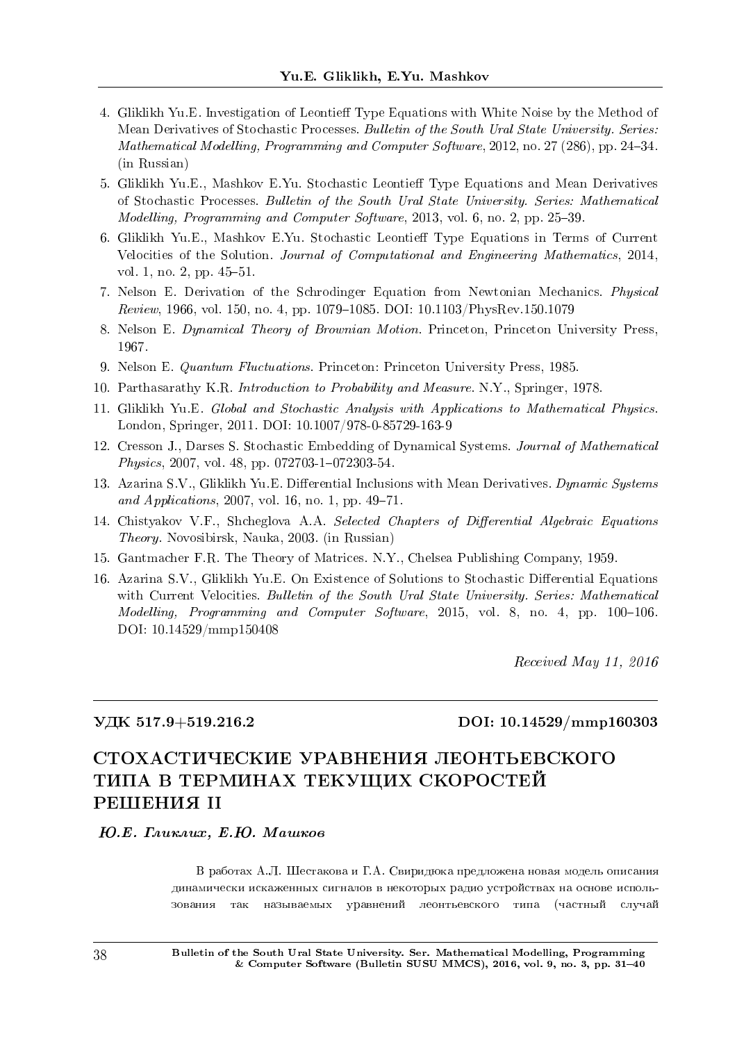4. Gliklikh Yu.E. Investigation of Leontieff Type Equations with White Noise by the Method of Mean Derivatives of Stochastic Processes. *Bulletin of the South Ural State University. Series: Mathematical Modelling, Programming and Computer Software*, 2012, no. 27 (286), pp. 24–34. (in Russian)
5. Gliklikh Yu.E., Mashkov E.Yu. Stochastic Leontieff Type Equations and Mean Derivatives of Stochastic Processes. *Bulletin of the South Ural State University. Series: Mathematical Modelling, Programming and Computer Software*, 2013, vol. 6, no. 2, pp. 25–39.
6. Gliklikh Yu.E., Mashkov E.Yu. Stochastic Leontieff Type Equations in Terms of Current Velocities of the Solution. *Journal of Computational and Engineering Mathematics*, 2014, vol. 1, no. 2, pp. 45–51.
7. Nelson E. Derivation of the Schrodinger Equation from Newtonian Mechanics. *Physical Review*, 1966, vol. 150, no. 4, pp. 1079–1085. DOI: 10.1103/PhysRev.150.1079
8. Nelson E. *Dynamical Theory of Brownian Motion*. Princeton, Princeton University Press, 1967.
9. Nelson E. *Quantum Fluctuations*. Princeton: Princeton University Press, 1985.
10. Parthasarathy K.R. *Introduction to Probability and Measure*. N.Y., Springer, 1978.
11. Gliklikh Yu.E. *Global and Stochastic Analysis with Applications to Mathematical Physics*. London, Springer, 2011. DOI: 10.1007/978-0-85729-163-9
12. Cresson J., Darses S. Stochastic Embedding of Dynamical Systems. *Journal of Mathematical Physics*, 2007, vol. 48, pp. 072703-1–072303-54.
13. Azarina S.V., Gliklikh Yu.E. Differential Inclusions with Mean Derivatives. *Dynamic Systems and Applications*, 2007, vol. 16, no. 1, pp. 49–71.
14. Chistyakov V.F., Shcheglova A.A. *Selected Chapters of Differential Algebraic Equations Theory*. Novosibirsk, Nauka, 2003. (in Russian)
15. Gantmacher F.R. The Theory of Matrices. N.Y., Chelsea Publishing Company, 1959.
16. Azarina S.V., Gliklikh Yu.E. On Existence of Solutions to Stochastic Differential Equations with Current Velocities. *Bulletin of the South Ural State University. Series: Mathematical Modelling, Programming and Computer Software*, 2015, vol. 8, no. 4, pp. 100–106. DOI: 10.14529/mmp150408

*Received May 11, 2016*

---

**УДК 517.9+519.216.2** **DOI: 10.14529/mmp160303**

# СТОХАСТИЧЕСКИЕ УРАВНЕНИЯ ЛЕОНТЬЕВСКОГО ТИПА В ТЕРМИНАХ ТЕКУЩИХ СКОРОСТЕЙ РЕШЕНИЯ II

***Ю.Е. Гликлих, Е.Ю. Машков***

В работах А.Л. Шестакова и Г.А. Свиридюка предложена новая модель описания динамически искаженных сигналов в некоторых радио устройствах на основе использования так называемых уравнений леонтьевского типа (частный случай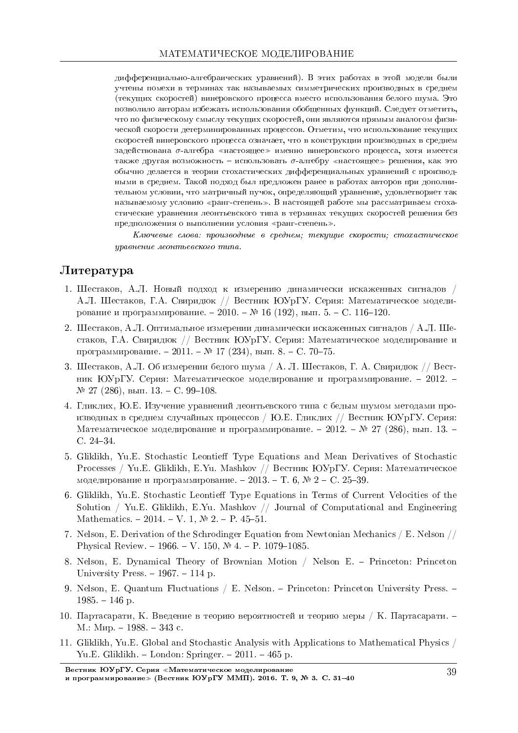дифференциально-алгебраических уравнений). В этих работах в этой модели были учтены помехи в терминах так называемых симметрических производных в среднем (текущих скоростей) винеровского процесса вместо использования белого шума. Это позволило авторам избежать использования обобщенных функций. Следует отметить, что по физическому смыслу текущих скоростей, они являются прямым аналогом физической скорости детерминированных процессов. Отметим, что использование текущих скоростей винеровского процесса означает, что в конструкции производных в среднем задействована $\sigma$-алгебра «настоящее» именно винеровского процесса, хотя имеется также другая возможность – использовать $\sigma$-алгебру «настоящее» решения, как это обычно делается в теории стохастических дифференциальных уравнений с производными в среднем. Такой подход был предложен ранее в работах авторов при дополнительном условии, что матричный пучок, определяющий уравнение, удовлетворяет так называемому условию «ранг-степень». В настоящей работе мы рассматриваем стохастические уравнения леонтьевского типа в терминах текущих скоростей решения без предположения о выполнении условия «ранг-степень».

*Ключевые слова: производные в среднем; текущие скорости; стохастическое уравнение леонтьевского типа.*

## Литература

1. Шестаков, А.Л. Новый подход к измерению динамически искаженных сигналов / А.Л. Шестаков, Г.А. Свиридюк // Вестник ЮУрГУ. Серия: Математическое моделирование и программирование. – 2010. – № 16 (192), вып. 5. – С. 116–120.
2. Шестаков, А.Л. Оптимальное измерении динамически искаженных сигналов / А.Л. Шестаков, Г.А. Свиридюк // Вестник ЮУрГУ. Серия: Математическое моделирование и программирование. – 2011. – № 17 (234), вып. 8. – С. 70–75.
3. Шестаков, А.Л. Об измерении белого шума / А. Л. Шестаков, Г. А. Свиридюк // Вестник ЮУрГУ. Серия: Математическое моделирование и программирование. – 2012. – № 27 (286), вып. 13. – С. 99–108.
4. Гликлих, Ю.Е. Изучение уравнений леонтьевского типа с белым шумом методами производных в среднем случайных процессов / Ю.Е. Гликлих // Вестник ЮУрГУ. Серия: Математическое моделирование и программирование. – 2012. – № 27 (286), вып. 13. – С. 24–34.
5. Gliklikh, Yu.E. Stochastic Leontieff Type Equations and Mean Derivatives of Stochastic Processes / Yu.E. Gliklikh, E.Yu. Mashkov // Вестник ЮУрГУ. Серия: Математическое моделирование и программирование. – 2013. – Т. 6, № 2 – С. 25–39.
6. Gliklikh, Yu.E. Stochastic Leontieff Type Equations in Terms of Current Velocities of the Solution / Yu.E. Gliklikh, E.Yu. Mashkov // Journal of Computational and Engineering Mathematics. – 2014. – V. 1, № 2. – P. 45–51.
7. Nelson, E. Derivation of the Schrodinger Equation from Newtonian Mechanics / E. Nelson // Physical Review. – 1966. – V. 150, № 4. – P. 1079–1085.
8. Nelson, E. Dynamical Theory of Brownian Motion / Nelson E. – Princeton: Princeton University Press. – 1967. – 114 p.
9. Nelson, E. Quantum Fluctuations / E. Nelson. – Princeton: Princeton University Press. – 1985. – 146 p.
10. Партасарати, К. Введение в теорию вероятностей и теорию меры / К. Партасарати. – М.: Мир. – 1988. – 343 с.
11. Gliklikh, Yu.E. Global and Stochastic Analysis with Applications to Mathematical Physics / Yu.E. Gliklikh. – London: Springer. – 2011. – 465 p.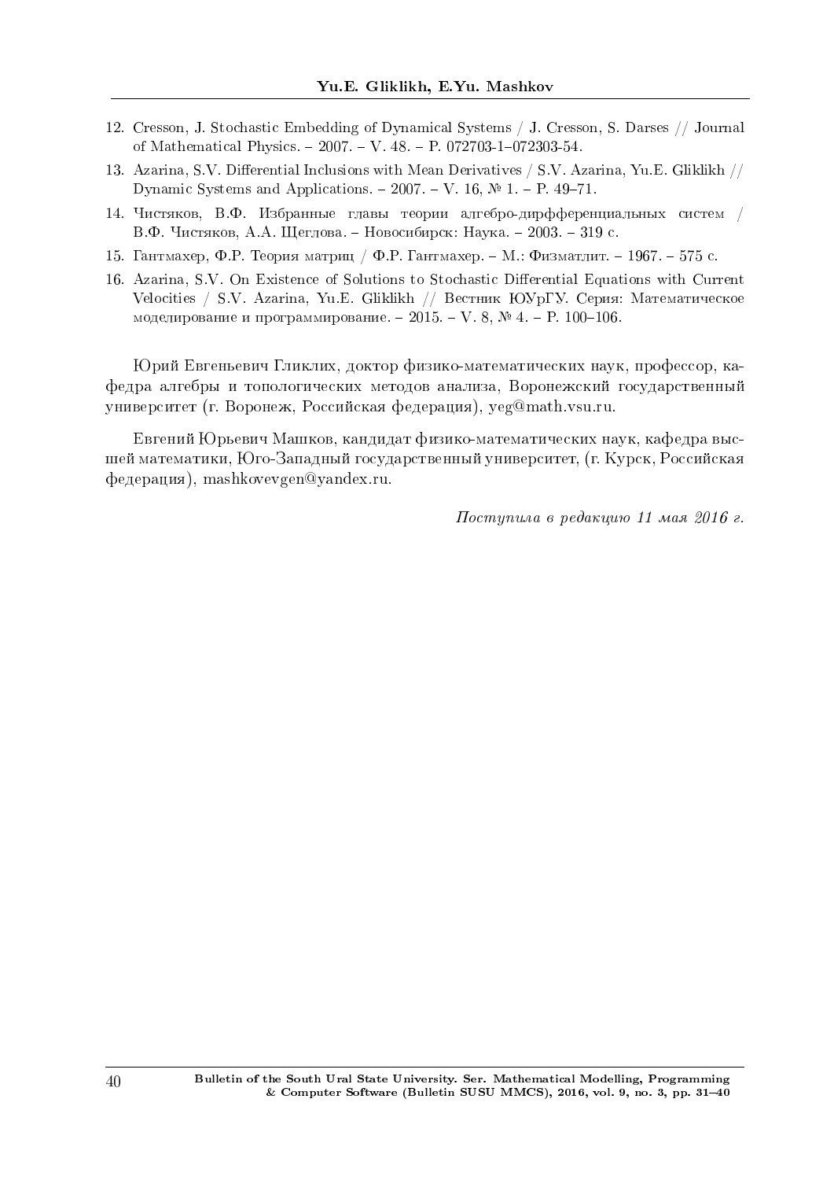12. Cresson, J. Stochastic Embedding of Dynamical Systems / J. Cresson, S. Darses // Journal of Mathematical Physics. – 2007. – V. 48. – P. 072703-1–072303-54.
13. Azarina, S.V. Differential Inclusions with Mean Derivatives / S.V. Azarina, Yu.E. Gliklikh // Dynamic Systems and Applications. – 2007. – V. 16, № 1. – P. 49–71.
14. Чистяков, В.Ф. Избранные главы теории алгебро-дирфференциальных систем / В.Ф. Чистяков, А.А. Щеглова. – Новосибирск: Наука. – 2003. – 319 с.
15. Гантмахер, Ф.Р. Теория матриц / Ф.Р. Гантмахер. – М.: Физматлит. – 1967. – 575 с.
16. Azarina, S.V. On Existence of Solutions to Stochastic Differential Equations with Current Velocities / S.V. Azarina, Yu.E. Gliklikh // Вестник ЮУрГУ. Серия: Математическое моделирование и программирование. – 2015. – V. 8, № 4. – P. 100–106.

Юрий Евгеньевич Гликлих, доктор физико-математических наук, профессор, кафедра алгебры и топологических методов анализа, Воронежский государственный университет (г. Воронеж, Российская федерация), yeg@math.vsu.ru.

Евгений Юрьевич Машков, кандидат физико-математических наук, кафедра высшей математики, Юго-Западный государственный университет, (г. Курск, Российская федерация), mashkovevgen@yandex.ru.

*Поступила в редакцию 11 мая 2016 г.*